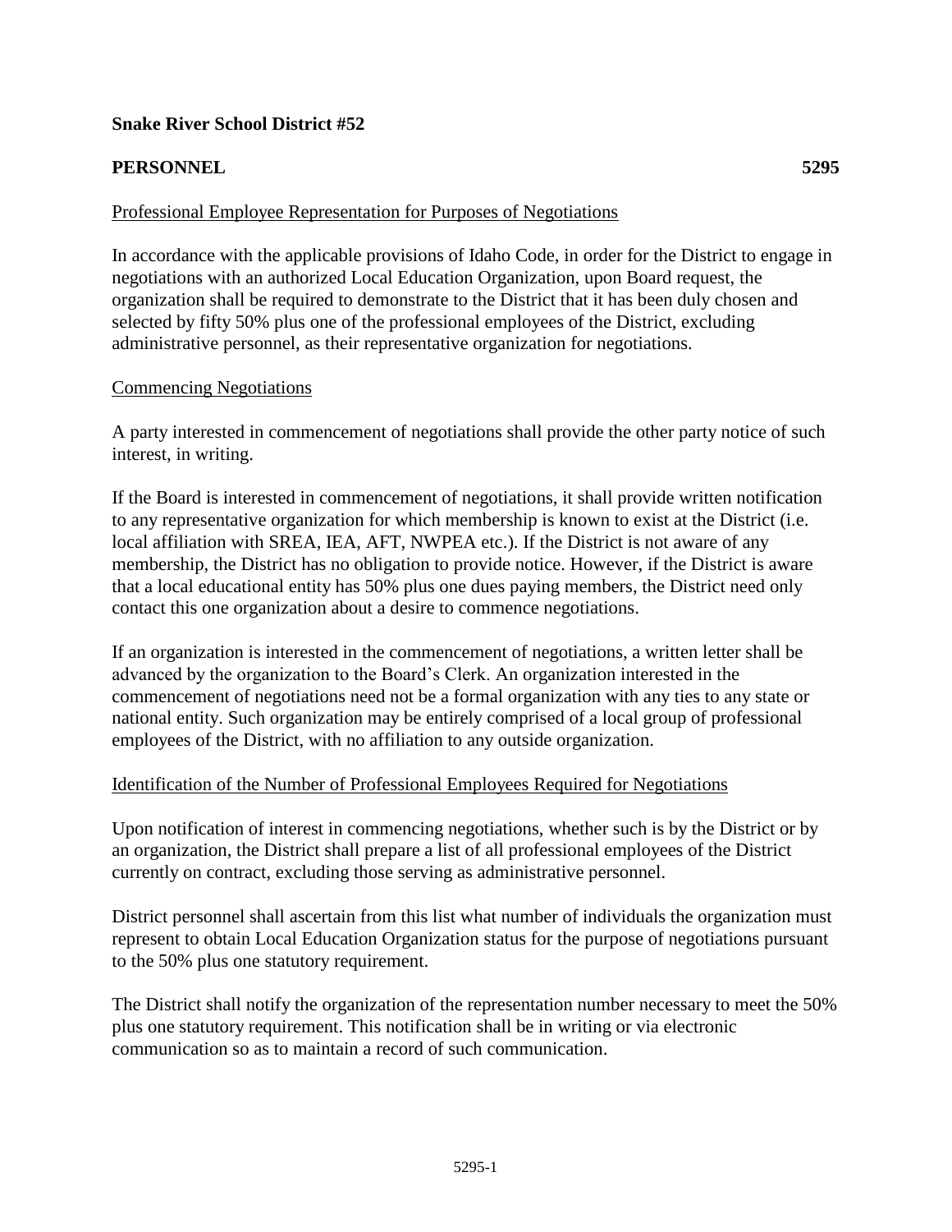**Snake River School District #52**

**PERSONNEL** **5295**

Professional Employee Representation for Purposes of Negotiations

In accordance with the applicable provisions of Idaho Code, in order for the District to engage in negotiations with an authorized Local Education Organization, upon Board request, the organization shall be required to demonstrate to the District that it has been duly chosen and selected by fifty 50% plus one of the professional employees of the District, excluding administrative personnel, as their representative organization for negotiations.

Commencing Negotiations

A party interested in commencement of negotiations shall provide the other party notice of such interest, in writing.

If the Board is interested in commencement of negotiations, it shall provide written notification to any representative organization for which membership is known to exist at the District (i.e. local affiliation with SREA, IEA, AFT, NWPEA etc.). If the District is not aware of any membership, the District has no obligation to provide notice. However, if the District is aware that a local educational entity has 50% plus one dues paying members, the District need only contact this one organization about a desire to commence negotiations.

If an organization is interested in the commencement of negotiations, a written letter shall be advanced by the organization to the Board's Clerk. An organization interested in the commencement of negotiations need not be a formal organization with any ties to any state or national entity. Such organization may be entirely comprised of a local group of professional employees of the District, with no affiliation to any outside organization.

Identification of the Number of Professional Employees Required for Negotiations

Upon notification of interest in commencing negotiations, whether such is by the District or by an organization, the District shall prepare a list of all professional employees of the District currently on contract, excluding those serving as administrative personnel.

District personnel shall ascertain from this list what number of individuals the organization must represent to obtain Local Education Organization status for the purpose of negotiations pursuant to the 50% plus one statutory requirement.

The District shall notify the organization of the representation number necessary to meet the 50% plus one statutory requirement. This notification shall be in writing or via electronic communication so as to maintain a record of such communication.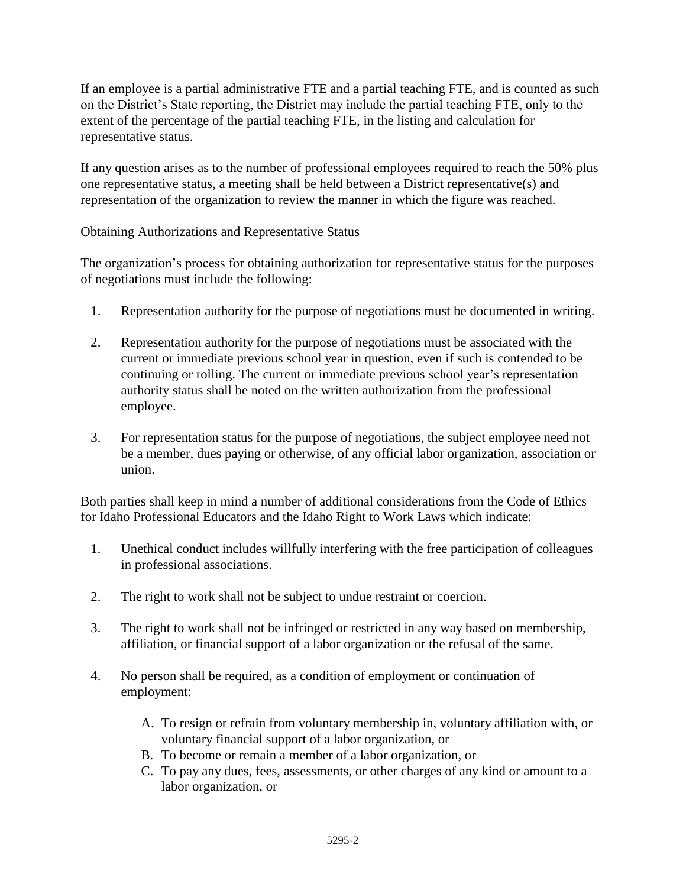If an employee is a partial administrative FTE and a partial teaching FTE, and is counted as such on the District's State reporting, the District may include the partial teaching FTE, only to the extent of the percentage of the partial teaching FTE, in the listing and calculation for representative status.

If any question arises as to the number of professional employees required to reach the 50% plus one representative status, a meeting shall be held between a District representative(s) and representation of the organization to review the manner in which the figure was reached.

<u>Obtaining Authorizations and Representative Status</u>

The organization's process for obtaining authorization for representative status for the purposes of negotiations must include the following:

1. Representation authority for the purpose of negotiations must be documented in writing.

2. Representation authority for the purpose of negotiations must be associated with the current or immediate previous school year in question, even if such is contended to be continuing or rolling. The current or immediate previous school year's representation authority status shall be noted on the written authorization from the professional employee.

3. For representation status for the purpose of negotiations, the subject employee need not be a member, dues paying or otherwise, of any official labor organization, association or union.

Both parties shall keep in mind a number of additional considerations from the Code of Ethics for Idaho Professional Educators and the Idaho Right to Work Laws which indicate:

1. Unethical conduct includes willfully interfering with the free participation of colleagues in professional associations.

2. The right to work shall not be subject to undue restraint or coercion.

3. The right to work shall not be infringed or restricted in any way based on membership, affiliation, or financial support of a labor organization or the refusal of the same.

4. No person shall be required, as a condition of employment or continuation of employment:

   A. To resign or refrain from voluntary membership in, voluntary affiliation with, or voluntary financial support of a labor organization, or
   B. To become or remain a member of a labor organization, or
   C. To pay any dues, fees, assessments, or other charges of any kind or amount to a labor organization, or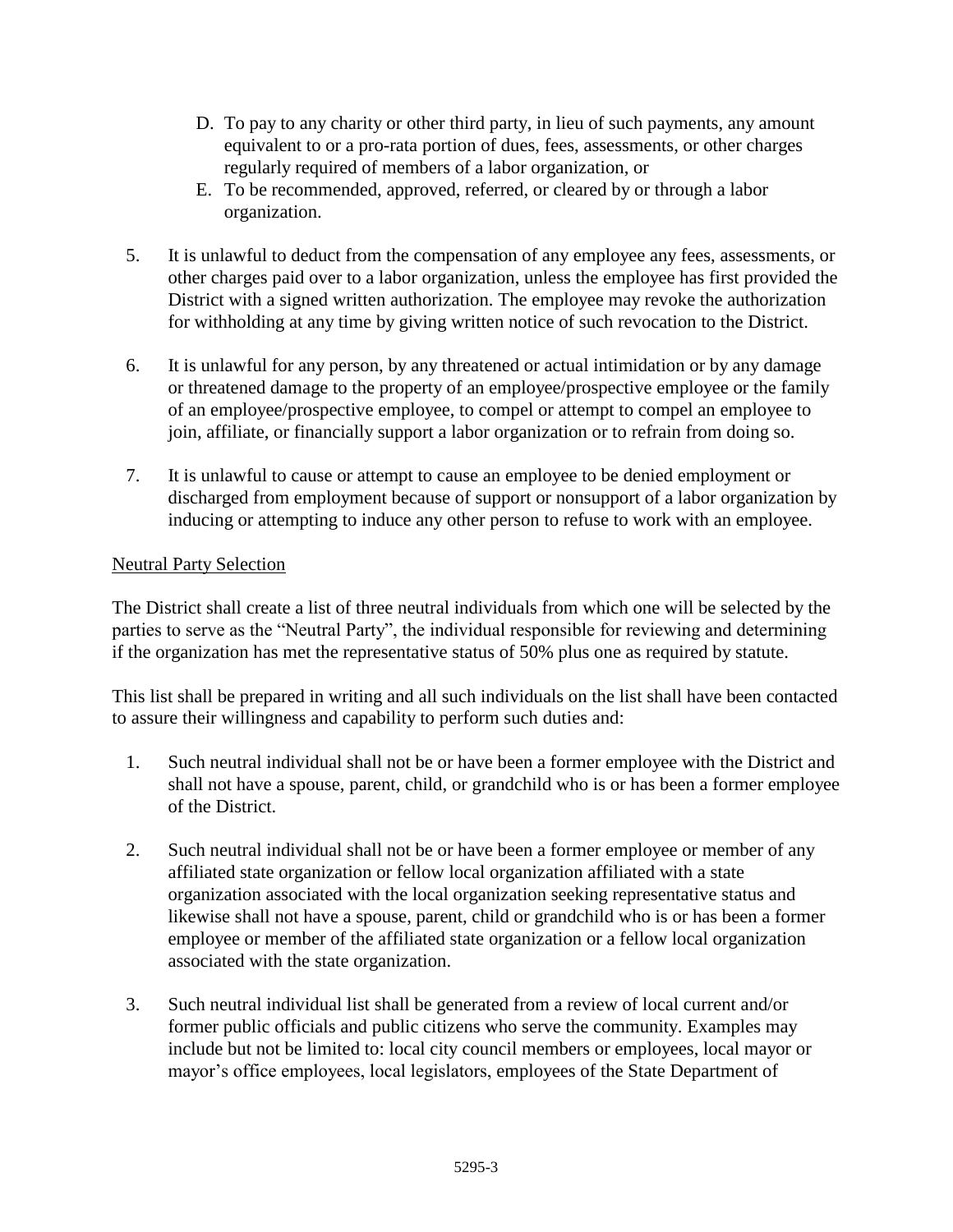D. To pay to any charity or other third party, in lieu of such payments, any amount equivalent to or a pro-rata portion of dues, fees, assessments, or other charges regularly required of members of a labor organization, or
   E. To be recommended, approved, referred, or cleared by or through a labor organization.

5. It is unlawful to deduct from the compensation of any employee any fees, assessments, or other charges paid over to a labor organization, unless the employee has first provided the District with a signed written authorization. The employee may revoke the authorization for withholding at any time by giving written notice of such revocation to the District.

6. It is unlawful for any person, by any threatened or actual intimidation or by any damage or threatened damage to the property of an employee/prospective employee or the family of an employee/prospective employee, to compel or attempt to compel an employee to join, affiliate, or financially support a labor organization or to refrain from doing so.

7. It is unlawful to cause or attempt to cause an employee to be denied employment or discharged from employment because of support or nonsupport of a labor organization by inducing or attempting to induce any other person to refuse to work with an employee.

<u>Neutral Party Selection</u>

The District shall create a list of three neutral individuals from which one will be selected by the parties to serve as the "Neutral Party", the individual responsible for reviewing and determining if the organization has met the representative status of 50% plus one as required by statute.

This list shall be prepared in writing and all such individuals on the list shall have been contacted to assure their willingness and capability to perform such duties and:

1. Such neutral individual shall not be or have been a former employee with the District and shall not have a spouse, parent, child, or grandchild who is or has been a former employee of the District.

2. Such neutral individual shall not be or have been a former employee or member of any affiliated state organization or fellow local organization affiliated with a state organization associated with the local organization seeking representative status and likewise shall not have a spouse, parent, child or grandchild who is or has been a former employee or member of the affiliated state organization or a fellow local organization associated with the state organization.

3. Such neutral individual list shall be generated from a review of local current and/or former public officials and public citizens who serve the community. Examples may include but not be limited to: local city council members or employees, local mayor or mayor's office employees, local legislators, employees of the State Department of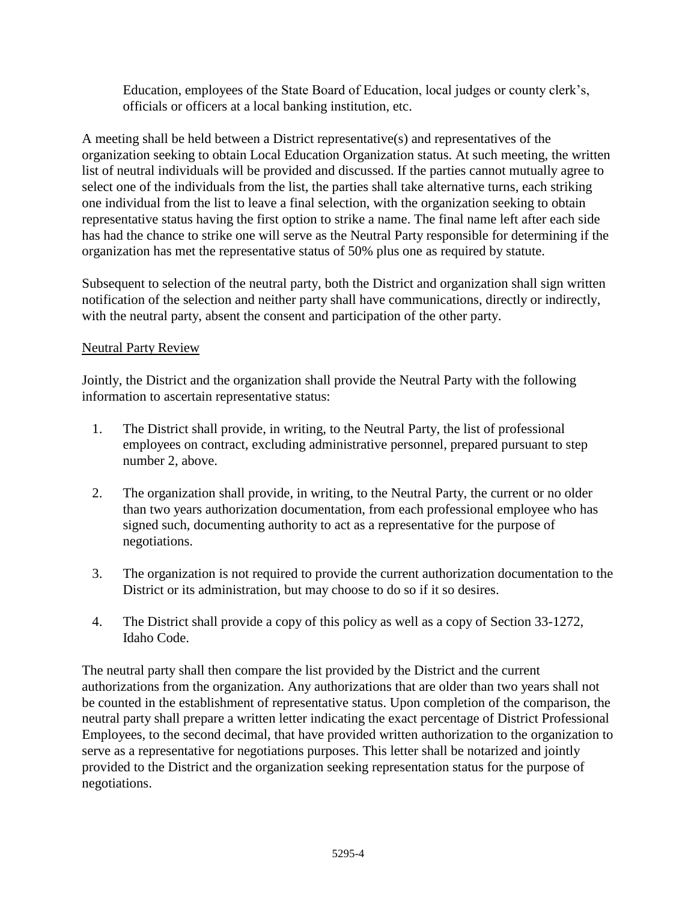Education, employees of the State Board of Education, local judges or county clerk's, officials or officers at a local banking institution, etc.

A meeting shall be held between a District representative(s) and representatives of the organization seeking to obtain Local Education Organization status. At such meeting, the written list of neutral individuals will be provided and discussed. If the parties cannot mutually agree to select one of the individuals from the list, the parties shall take alternative turns, each striking one individual from the list to leave a final selection, with the organization seeking to obtain representative status having the first option to strike a name. The final name left after each side has had the chance to strike one will serve as the Neutral Party responsible for determining if the organization has met the representative status of 50% plus one as required by statute.

Subsequent to selection of the neutral party, both the District and organization shall sign written notification of the selection and neither party shall have communications, directly or indirectly, with the neutral party, absent the consent and participation of the other party.

<u>Neutral Party Review</u>

Jointly, the District and the organization shall provide the Neutral Party with the following information to ascertain representative status:

1. The District shall provide, in writing, to the Neutral Party, the list of professional employees on contract, excluding administrative personnel, prepared pursuant to step number 2, above.

2. The organization shall provide, in writing, to the Neutral Party, the current or no older than two years authorization documentation, from each professional employee who has signed such, documenting authority to act as a representative for the purpose of negotiations.

3. The organization is not required to provide the current authorization documentation to the District or its administration, but may choose to do so if it so desires.

4. The District shall provide a copy of this policy as well as a copy of Section 33-1272, Idaho Code.

The neutral party shall then compare the list provided by the District and the current authorizations from the organization. Any authorizations that are older than two years shall not be counted in the establishment of representative status. Upon completion of the comparison, the neutral party shall prepare a written letter indicating the exact percentage of District Professional Employees, to the second decimal, that have provided written authorization to the organization to serve as a representative for negotiations purposes. This letter shall be notarized and jointly provided to the District and the organization seeking representation status for the purpose of negotiations.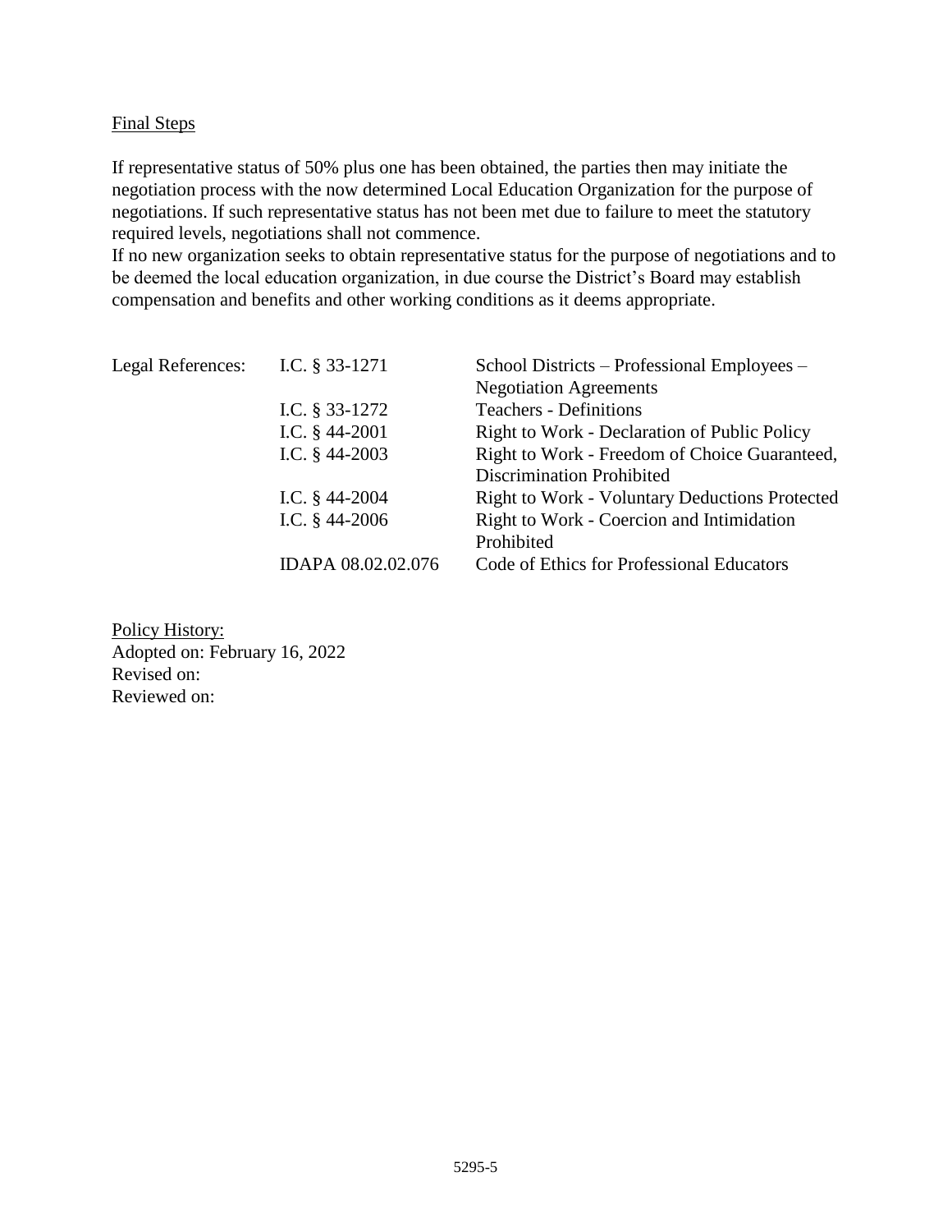Final Steps

If representative status of 50% plus one has been obtained, the parties then may initiate the negotiation process with the now determined Local Education Organization for the purpose of negotiations. If such representative status has not been met due to failure to meet the statutory required levels, negotiations shall not commence.

If no new organization seeks to obtain representative status for the purpose of negotiations and to be deemed the local education organization, in due course the District's Board may establish compensation and benefits and other working conditions as it deems appropriate.

| | | |
|---|---|---|
| Legal References: | I.C. § 33-1271 | School Districts – Professional Employees – Negotiation Agreements |
| | I.C. § 33-1272 | Teachers - Definitions |
| | I.C. § 44-2001 | Right to Work - Declaration of Public Policy |
| | I.C. § 44-2003 | Right to Work - Freedom of Choice Guaranteed, Discrimination Prohibited |
| | I.C. § 44-2004 | Right to Work - Voluntary Deductions Protected |
| | I.C. § 44-2006 | Right to Work - Coercion and Intimidation Prohibited |
| | IDAPA 08.02.02.076 | Code of Ethics for Professional Educators |

Policy History:
Adopted on: February 16, 2022
Revised on:
Reviewed on: